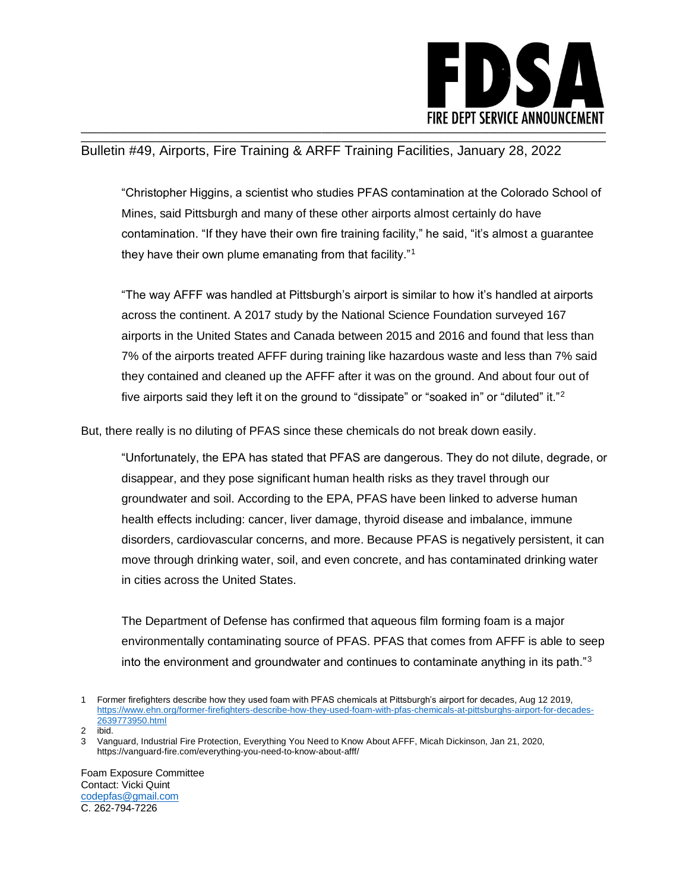# FDSA

FIRE DEPT SERVICE ANNOUNCEMENT

Bulletin #49, Airports, Fire Training & ARFF Training Facilities, January 28, 2022

> "Christopher Higgins, a scientist who studies PFAS contamination at the Colorado School of Mines, said Pittsburgh and many of these other airports almost certainly do have contamination. "If they have their own fire training facility," he said, "it's almost a guarantee they have their own plume emanating from that facility."[1]
>
> "The way AFFF was handled at Pittsburgh's airport is similar to how it's handled at airports across the continent. A 2017 study by the National Science Foundation surveyed 167 airports in the United States and Canada between 2015 and 2016 and found that less than 7% of the airports treated AFFF during training like hazardous waste and less than 7% said they contained and cleaned up the AFFF after it was on the ground. And about four out of five airports said they left it on the ground to "dissipate" or "soaked in" or "diluted" it."[2]

But, there really is no diluting of PFAS since these chemicals do not break down easily.

> "Unfortunately, the EPA has stated that PFAS are dangerous. They do not dilute, degrade, or disappear, and they pose significant human health risks as they travel through our groundwater and soil. According to the EPA, PFAS have been linked to adverse human health effects including: cancer, liver damage, thyroid disease and imbalance, immune disorders, cardiovascular concerns, and more. Because PFAS is negatively persistent, it can move through drinking water, soil, and even concrete, and has contaminated drinking water in cities across the United States.
>
> The Department of Defense has confirmed that aqueous film forming foam is a major environmentally contaminating source of PFAS. PFAS that comes from AFFF is able to seep into the environment and groundwater and continues to contaminate anything in its path."[3]

1 Former firefighters describe how they used foam with PFAS chemicals at Pittsburgh's airport for decades, Aug 12 2019, https://www.ehn.org/former-firefighters-describe-how-they-used-foam-with-pfas-chemicals-at-pittsburghs-airport-for-decades-2639773950.html

2 ibid.

3 Vanguard, Industrial Fire Protection, Everything You Need to Know About AFFF, Micah Dickinson, Jan 21, 2020, https://vanguard-fire.com/everything-you-need-to-know-about-afff/

Foam Exposure Committee
Contact: Vicki Quint
codepfas@gmail.com
C. 262-794-7226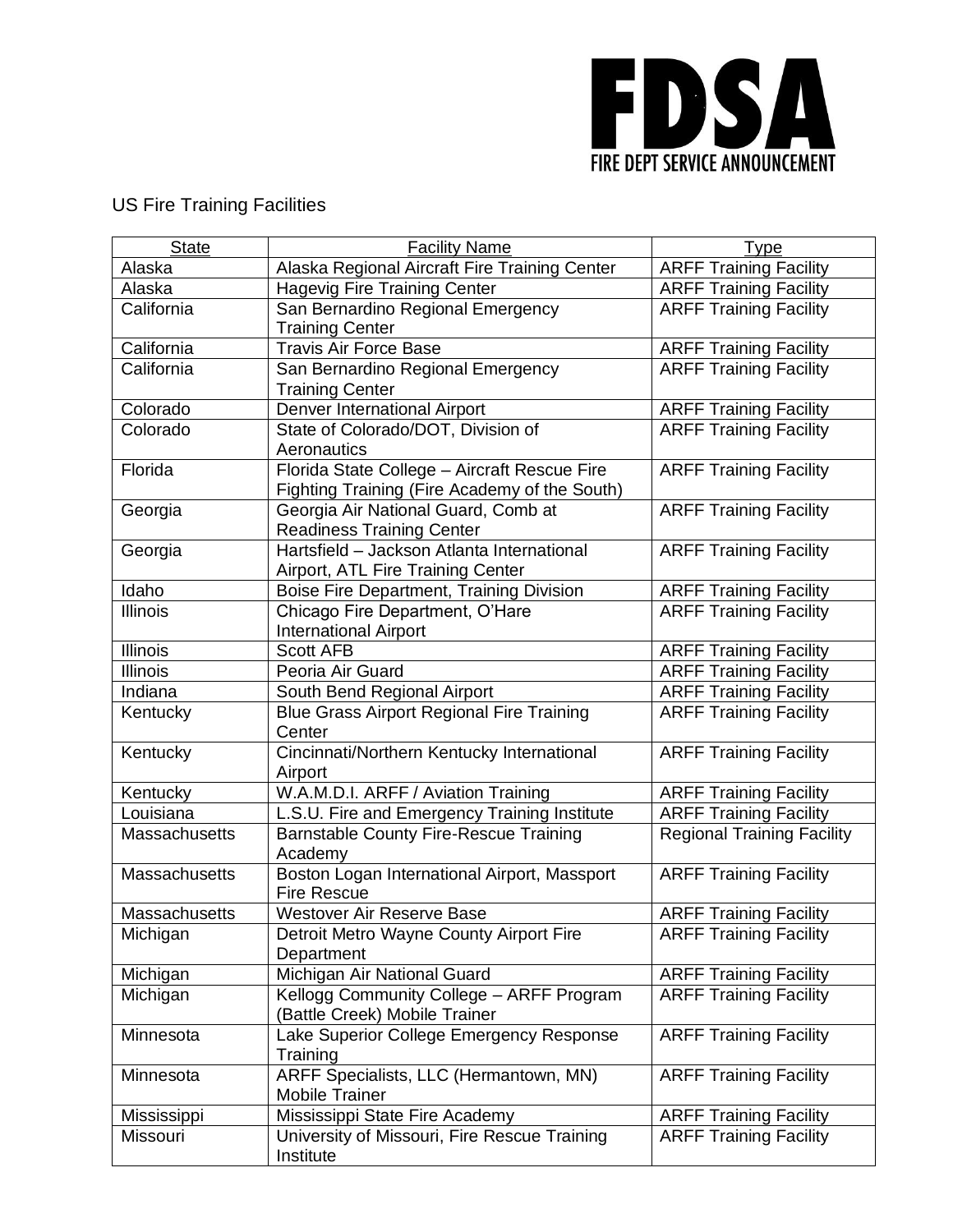FDSA

FIRE DEPT SERVICE ANNOUNCEMENT

US Fire Training Facilities

| State | Facility Name | Type |
|---|---|---|
| Alaska | Alaska Regional Aircraft Fire Training Center | ARFF Training Facility |
| Alaska | Hagevig Fire Training Center | ARFF Training Facility |
| California | San Bernardino Regional Emergency Training Center | ARFF Training Facility |
| California | Travis Air Force Base | ARFF Training Facility |
| California | San Bernardino Regional Emergency Training Center | ARFF Training Facility |
| Colorado | Denver International Airport | ARFF Training Facility |
| Colorado | State of Colorado/DOT, Division of Aeronautics | ARFF Training Facility |
| Florida | Florida State College – Aircraft Rescue Fire Fighting Training (Fire Academy of the South) | ARFF Training Facility |
| Georgia | Georgia Air National Guard, Comb at Readiness Training Center | ARFF Training Facility |
| Georgia | Hartsfield – Jackson Atlanta International Airport, ATL Fire Training Center | ARFF Training Facility |
| Idaho | Boise Fire Department, Training Division | ARFF Training Facility |
| Illinois | Chicago Fire Department, O'Hare International Airport | ARFF Training Facility |
| Illinois | Scott AFB | ARFF Training Facility |
| Illinois | Peoria Air Guard | ARFF Training Facility |
| Indiana | South Bend Regional Airport | ARFF Training Facility |
| Kentucky | Blue Grass Airport Regional Fire Training Center | ARFF Training Facility |
| Kentucky | Cincinnati/Northern Kentucky International Airport | ARFF Training Facility |
| Kentucky | W.A.M.D.I. ARFF / Aviation Training | ARFF Training Facility |
| Louisiana | L.S.U. Fire and Emergency Training Institute | ARFF Training Facility |
| Massachusetts | Barnstable County Fire-Rescue Training Academy | Regional Training Facility |
| Massachusetts | Boston Logan International Airport, Massport Fire Rescue | ARFF Training Facility |
| Massachusetts | Westover Air Reserve Base | ARFF Training Facility |
| Michigan | Detroit Metro Wayne County Airport Fire Department | ARFF Training Facility |
| Michigan | Michigan Air National Guard | ARFF Training Facility |
| Michigan | Kellogg Community College – ARFF Program (Battle Creek) Mobile Trainer | ARFF Training Facility |
| Minnesota | Lake Superior College Emergency Response Training | ARFF Training Facility |
| Minnesota | ARFF Specialists, LLC (Hermantown, MN) Mobile Trainer | ARFF Training Facility |
| Mississippi | Mississippi State Fire Academy | ARFF Training Facility |
| Missouri | University of Missouri, Fire Rescue Training Institute | ARFF Training Facility |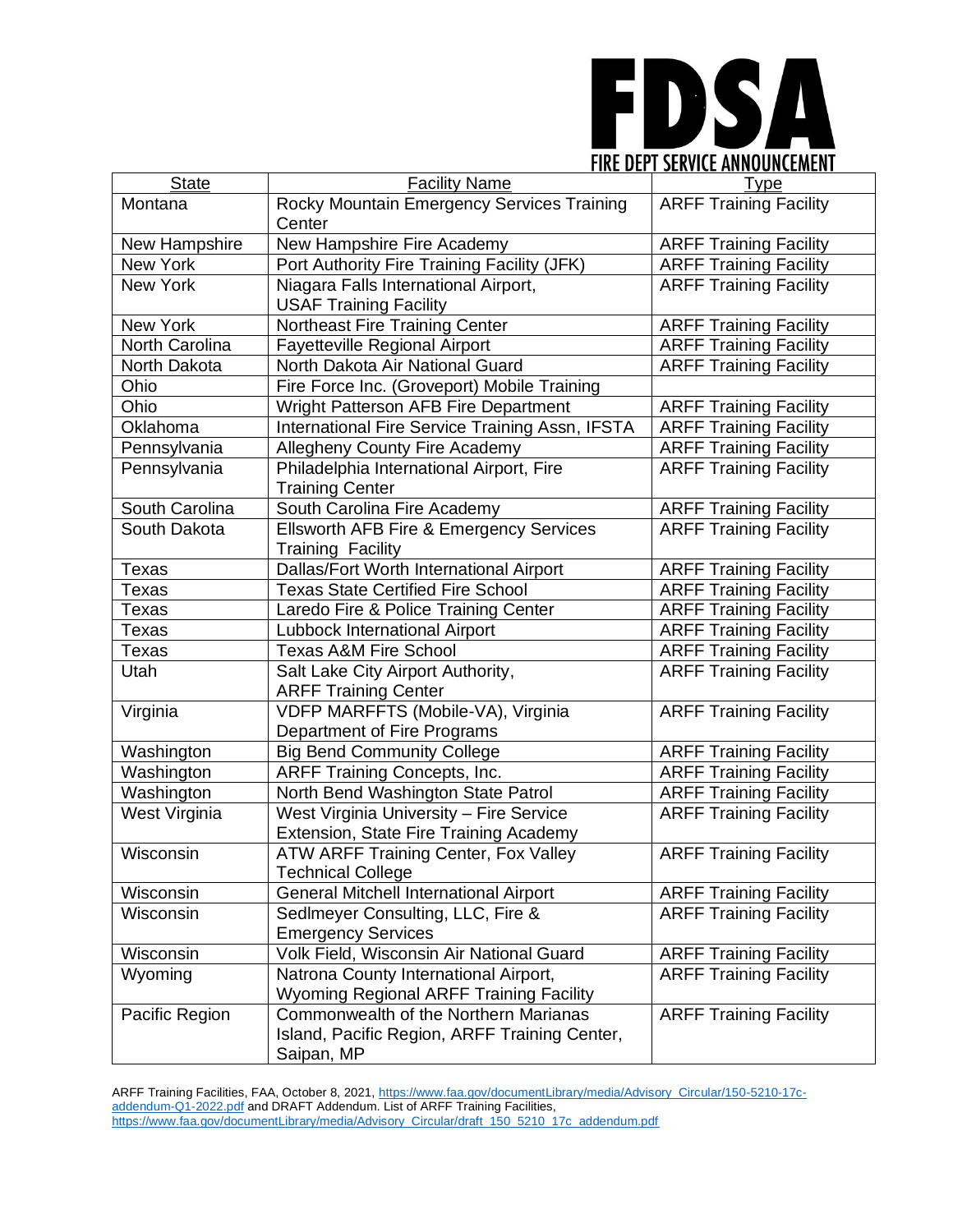| State | Facility Name | Type |
|---|---|---|
| Montana | Rocky Mountain Emergency Services Training Center | ARFF Training Facility |
| New Hampshire | New Hampshire Fire Academy | ARFF Training Facility |
| New York | Port Authority Fire Training Facility (JFK) | ARFF Training Facility |
| New York | Niagara Falls International Airport, USAF Training Facility | ARFF Training Facility |
| New York | Northeast Fire Training Center | ARFF Training Facility |
| North Carolina | Fayetteville Regional Airport | ARFF Training Facility |
| North Dakota | North Dakota Air National Guard | ARFF Training Facility |
| Ohio | Fire Force Inc. (Groveport) Mobile Training | |
| Ohio | Wright Patterson AFB Fire Department | ARFF Training Facility |
| Oklahoma | International Fire Service Training Assn, IFSTA | ARFF Training Facility |
| Pennsylvania | Allegheny County Fire Academy | ARFF Training Facility |
| Pennsylvania | Philadelphia International Airport, Fire Training Center | ARFF Training Facility |
| South Carolina | South Carolina Fire Academy | ARFF Training Facility |
| South Dakota | Ellsworth AFB Fire & Emergency Services Training Facility | ARFF Training Facility |
| Texas | Dallas/Fort Worth International Airport | ARFF Training Facility |
| Texas | Texas State Certified Fire School | ARFF Training Facility |
| Texas | Laredo Fire & Police Training Center | ARFF Training Facility |
| Texas | Lubbock International Airport | ARFF Training Facility |
| Texas | Texas A&M Fire School | ARFF Training Facility |
| Utah | Salt Lake City Airport Authority, ARFF Training Center | ARFF Training Facility |
| Virginia | VDFP MARFFTS (Mobile-VA), Virginia Department of Fire Programs | ARFF Training Facility |
| Washington | Big Bend Community College | ARFF Training Facility |
| Washington | ARFF Training Concepts, Inc. | ARFF Training Facility |
| Washington | North Bend Washington State Patrol | ARFF Training Facility |
| West Virginia | West Virginia University – Fire Service Extension, State Fire Training Academy | ARFF Training Facility |
| Wisconsin | ATW ARFF Training Center, Fox Valley Technical College | ARFF Training Facility |
| Wisconsin | General Mitchell International Airport | ARFF Training Facility |
| Wisconsin | Sedlmeyer Consulting, LLC, Fire & Emergency Services | ARFF Training Facility |
| Wisconsin | Volk Field, Wisconsin Air National Guard | ARFF Training Facility |
| Wyoming | Natrona County International Airport, Wyoming Regional ARFF Training Facility | ARFF Training Facility |
| Pacific Region | Commonwealth of the Northern Marianas Island, Pacific Region, ARFF Training Center, Saipan, MP | ARFF Training Facility |

ARFF Training Facilities, FAA, October 8, 2021, https://www.faa.gov/documentLibrary/media/Advisory_Circular/150-5210-17c-addendum-Q1-2022.pdf and DRAFT Addendum. List of ARFF Training Facilities, https://www.faa.gov/documentLibrary/media/Advisory_Circular/draft_150_5210_17c_addendum.pdf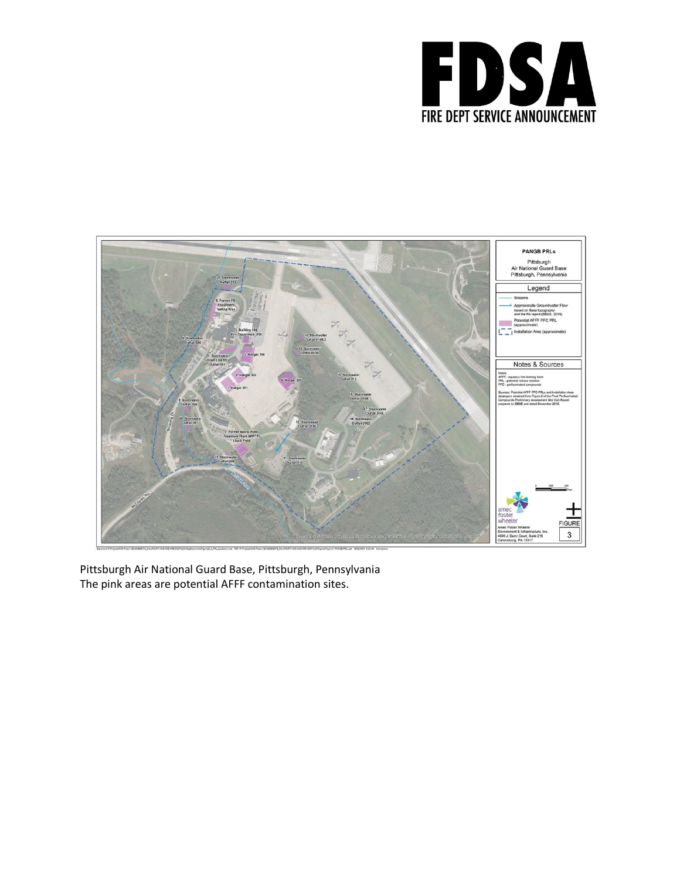# FDSA

FIRE DEPT SERVICE ANNOUNCEMENT

PANGB PRLs

Pittsburgh Air National Guard Base Pittsburgh, Pennsylvania

Legend

Streams

Approximate Groundwater Flow based on Base topography and the PA report (BB&E, 2015)

Potential AFFF PFC PRL (approximate)

Installation Area (approximate)

Notes & Sources

Notes:
AFFF - aqueous film forming foam
PRL - potential release location
PFC - perfluorinated compounds

Sources: Potential AFFF PFC PRLs and Installation Area datalayers obtained from Figure 2 of the Final Perfluorinated Compounds Preliminary Assessment Site Visit Report prepared by BB&E and dated December 2015.

amec foster wheeler

Amec Foster Wheeler Environment & Infrastructure, Inc.
4600 J. Barry Court, Suite 210
Canonsburg, PA 15317

FIGURE 3

Pittsburgh Air National Guard Base, Pittsburgh, Pennsylvania

The pink areas are potential AFFF contamination sites.